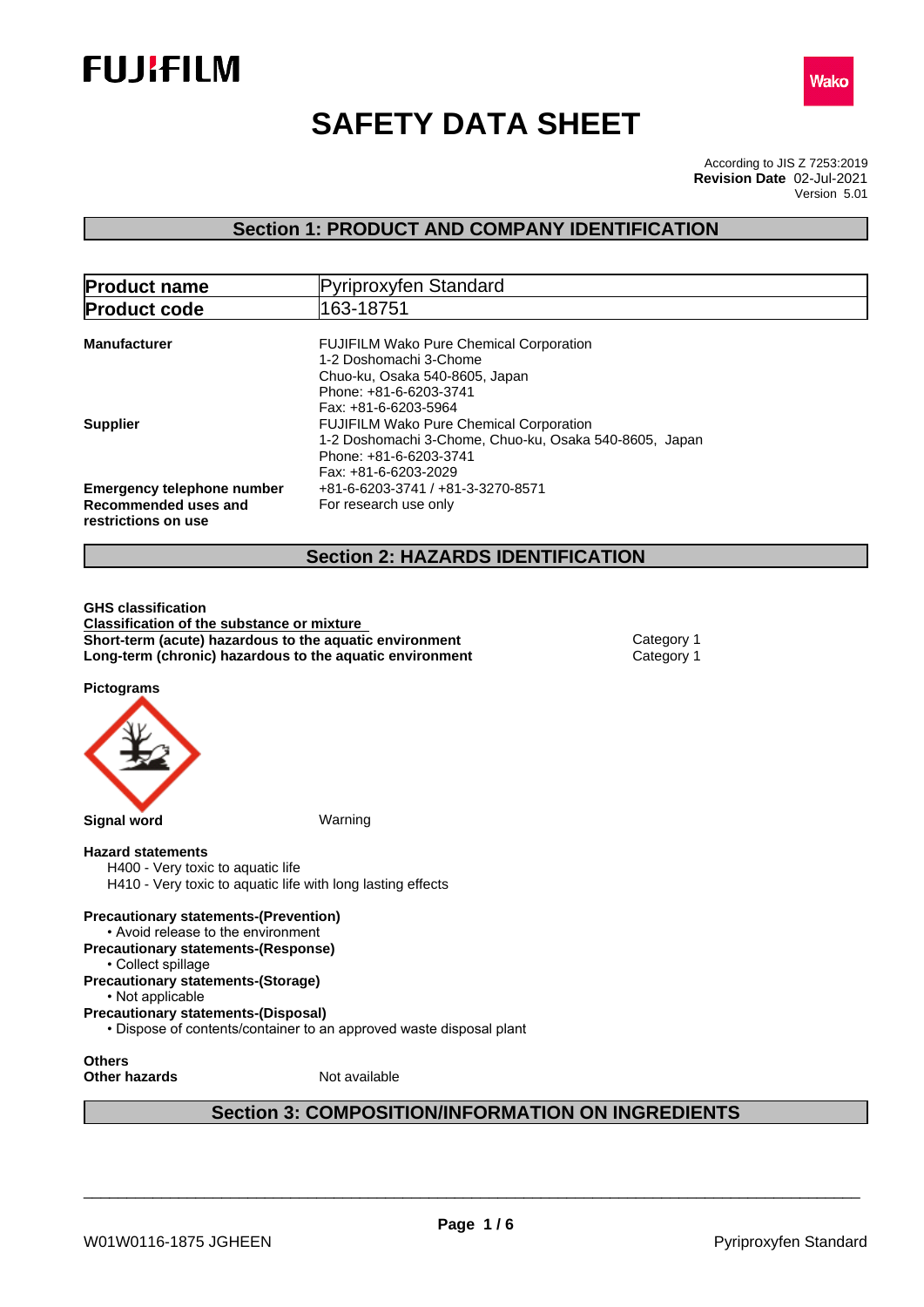FUJIFILM

Wako

# SAFETY DATA SHEET

According to JIS Z 7253:2019
**Revision Date** 02-Jul-2021
Version 5.01

## Section 1: PRODUCT AND COMPANY IDENTIFICATION

| **Product name** | Pyriproxyfen Standard |
|---|---|
| **Product code** | 163-18751 |

**Manufacturer**
FUJIFILM Wako Pure Chemical Corporation
1-2 Doshomachi 3-Chome
Chuo-ku, Osaka 540-8605, Japan
Phone: +81-6-6203-3741
Fax: +81-6-6203-5964

**Supplier**
FUJIFILM Wako Pure Chemical Corporation
1-2 Doshomachi 3-Chome, Chuo-ku, Osaka 540-8605, Japan
Phone: +81-6-6203-3741
Fax: +81-6-6203-2029

**Emergency telephone number** +81-6-6203-3741 / +81-3-3270-8571

**Recommended uses and restrictions on use** For research use only

## Section 2: HAZARDS IDENTIFICATION

**GHS classification**

**Classification of the substance or mixture**

| | |
|---|---|
| **Short-term (acute) hazardous to the aquatic environment** | Category 1 |
| **Long-term (chronic) hazardous to the aquatic environment** | Category 1 |

**Pictograms**

**Signal word** Warning

**Hazard statements**
H400 - Very toxic to aquatic life
H410 - Very toxic to aquatic life with long lasting effects

**Precautionary statements-(Prevention)**
- Avoid release to the environment

**Precautionary statements-(Response)**
- Collect spillage

**Precautionary statements-(Storage)**
- Not applicable

**Precautionary statements-(Disposal)**
- Dispose of contents/container to an approved waste disposal plant

**Others**
**Other hazards** Not available

## Section 3: COMPOSITION/INFORMATION ON INGREDIENTS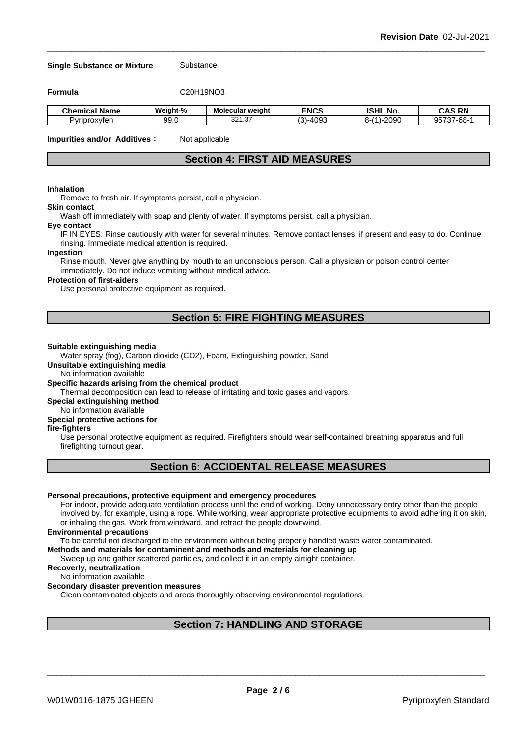**Single Substance or Mixture** Substance

**Formula** C20H19NO3

| Chemical Name | Weight-% | Molecular weight | ENCS | ISHL No. | CAS RN |
|---|---|---|---|---|---|
| Pyriproxyfen | 99.0 | 321.37 | (3)-4093 | 8-(1)-2090 | 95737-68-1 |

**Impurities and/or Additives**： Not applicable

## Section 4: FIRST AID MEASURES

**Inhalation**

Remove to fresh air. If symptoms persist, call a physician.

**Skin contact**

Wash off immediately with soap and plenty of water. If symptoms persist, call a physician.

**Eye contact**

IF IN EYES: Rinse cautiously with water for several minutes. Remove contact lenses, if present and easy to do. Continue rinsing. Immediate medical attention is required.

**Ingestion**

Rinse mouth. Never give anything by mouth to an unconscious person. Call a physician or poison control center immediately. Do not induce vomiting without medical advice.

**Protection of first-aiders**

Use personal protective equipment as required.

## Section 5: FIRE FIGHTING MEASURES

**Suitable extinguishing media**

Water spray (fog), Carbon dioxide (CO2), Foam, Extinguishing powder, Sand

**Unsuitable extinguishing media**

No information available

**Specific hazards arising from the chemical product**

Thermal decomposition can lead to release of irritating and toxic gases and vapors.

**Special extinguishing method**

No information available

**Special protective actions for fire-fighters**

Use personal protective equipment as required. Firefighters should wear self-contained breathing apparatus and full firefighting turnout gear.

## Section 6: ACCIDENTAL RELEASE MEASURES

**Personal precautions, protective equipment and emergency procedures**

For indoor, provide adequate ventilation process until the end of working. Deny unnecessary entry other than the people involved by, for example, using a rope. While working, wear appropriate protective equipments to avoid adhering it on skin, or inhaling the gas. Work from windward, and retract the people downwind.

**Environmental precautions**

To be careful not discharged to the environment without being properly handled waste water contaminated.

**Methods and materials for contaminent and methods and materials for cleaning up**

Sweep up and gather scattered particles, and collect it in an empty airtight container.

**Recoverly, neutralization**

No information available

**Secondary disaster prevention measures**

Clean contaminated objects and areas thoroughly observing environmental regulations.

## Section 7: HANDLING AND STORAGE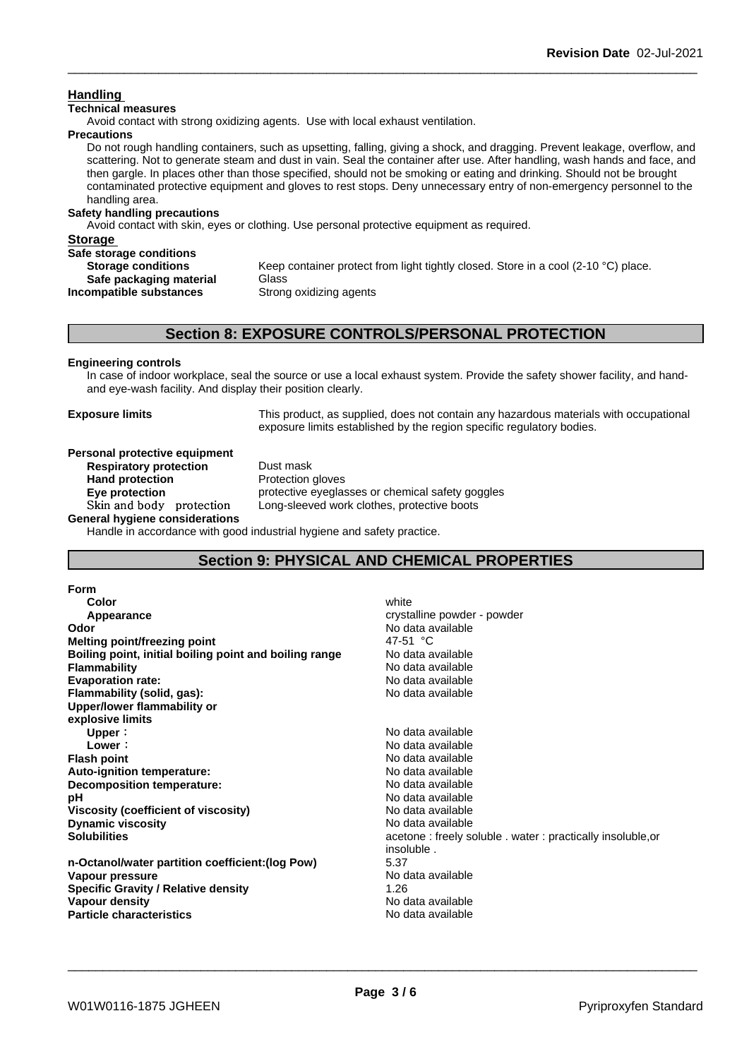### Handling

**Technical measures**

Avoid contact with strong oxidizing agents. Use with local exhaust ventilation.

**Precautions**

Do not rough handling containers, such as upsetting, falling, giving a shock, and dragging. Prevent leakage, overflow, and scattering. Not to generate steam and dust in vain. Seal the container after use. After handling, wash hands and face, and then gargle. In places other than those specified, should not be smoking or eating and drinking. Should not be brought contaminated protective equipment and gloves to rest stops. Deny unnecessary entry of non-emergency personnel to the handling area.

**Safety handling precautions**

Avoid contact with skin, eyes or clothing. Use personal protective equipment as required.

### Storage

**Safe storage conditions**

| | |
|---|---|
| **Storage conditions** | Keep container protect from light tightly closed. Store in a cool (2-10 °C) place. |
| **Safe packaging material** | Glass |
| **Incompatible substances** | Strong oxidizing agents |

## Section 8: EXPOSURE CONTROLS/PERSONAL PROTECTION

**Engineering controls**

In case of indoor workplace, seal the source or use a local exhaust system. Provide the safety shower facility, and hand- and eye-wash facility. And display their position clearly.

**Exposure limits** This product, as supplied, does not contain any hazardous materials with occupational exposure limits established by the region specific regulatory bodies.

**Personal protective equipment**

| | |
|---|---|
| **Respiratory protection** | Dust mask |
| **Hand protection** | Protection gloves |
| **Eye protection** | protective eyeglasses or chemical safety goggles |
| Skin and body protection | Long-sleeved work clothes, protective boots |

**General hygiene considerations**

Handle in accordance with good industrial hygiene and safety practice.

## Section 9: PHYSICAL AND CHEMICAL PROPERTIES

| | |
|---|---|
| **Form** | |
| **Color** | white |
| **Appearance** | crystalline powder - powder |
| **Odor** | No data available |
| **Melting point/freezing point** | 47-51 °C |
| **Boiling point, initial boiling point and boiling range** | No data available |
| **Flammability** | No data available |
| **Evaporation rate:** | No data available |
| **Flammability (solid, gas):** | No data available |
| **Upper/lower flammability or explosive limits** | |
| **Upper :** | No data available |
| **Lower :** | No data available |
| **Flash point** | No data available |
| **Auto-ignition temperature:** | No data available |
| **Decomposition temperature:** | No data available |
| **pH** | No data available |
| **Viscosity (coefficient of viscosity)** | No data available |
| **Dynamic viscosity** | No data available |
| **Solubilities** | acetone : freely soluble . water : practically insoluble,or insoluble . |
| **n-Octanol/water partition coefficient:(log Pow)** | 5.37 |
| **Vapour pressure** | No data available |
| **Specific Gravity / Relative density** | 1.26 |
| **Vapour density** | No data available |
| **Particle characteristics** | No data available |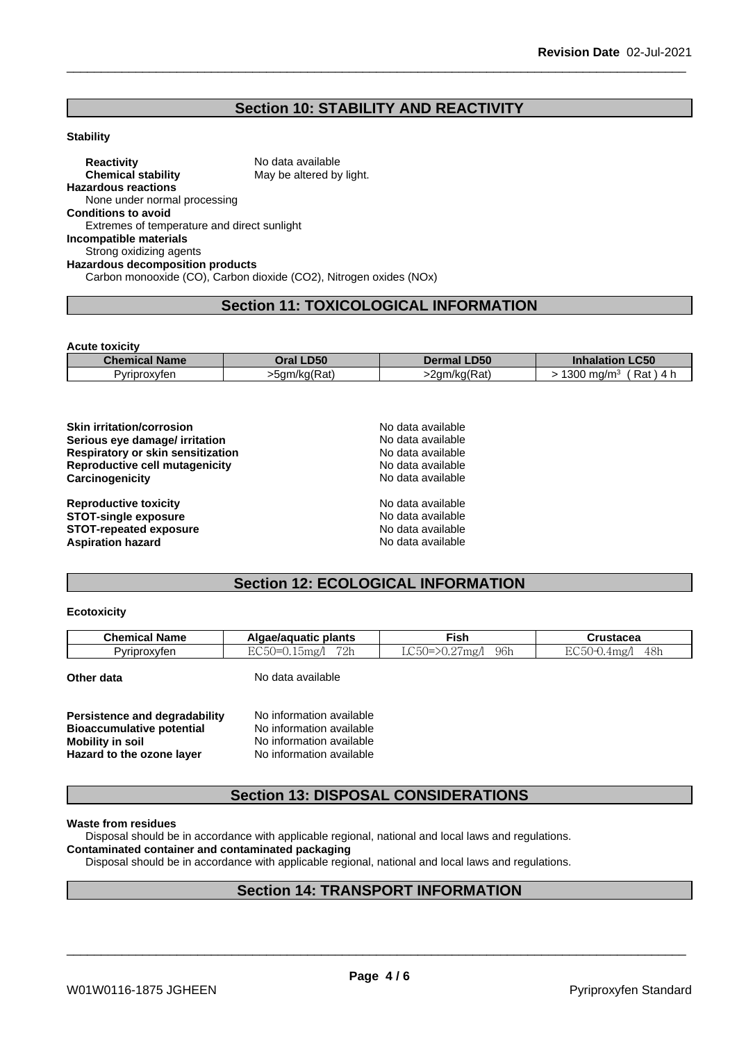## Section 10: STABILITY AND REACTIVITY

**Stability**

**Reactivity** No data available
**Chemical stability** May be altered by light.

**Hazardous reactions**
None under normal processing

**Conditions to avoid**
Extremes of temperature and direct sunlight

**Incompatible materials**
Strong oxidizing agents

**Hazardous decomposition products**
Carbon monooxide (CO), Carbon dioxide (CO2), Nitrogen oxides (NOx)

## Section 11: TOXICOLOGICAL INFORMATION

**Acute toxicity**

| Chemical Name | Oral LD50 | Dermal LD50 | Inhalation LC50 |
|---|---|---|---|
| Pyriproxyfen | >5gm/kg(Rat) | >2gm/kg(Rat) | > 1300 mg/m$^3$ ( Rat ) 4 h |

**Skin irritation/corrosion** No data available
**Serious eye damage/ irritation** No data available
**Respiratory or skin sensitization** No data available
**Reproductive cell mutagenicity** No data available
**Carcinogenicity** No data available

**Reproductive toxicity** No data available
**STOT-single exposure** No data available
**STOT-repeated exposure** No data available
**Aspiration hazard** No data available

## Section 12: ECOLOGICAL INFORMATION

**Ecotoxicity**

| Chemical Name | Algae/aquatic plants | Fish | Crustacea |
|---|---|---|---|
| Pyriproxyfen | EC50=0.15mg/l 72h | LC50=>0.27mg/l 96h | EC50-0.4mg/l 48h |

**Other data** No data available

**Persistence and degradability** No information available
**Bioaccumulative potential** No information available
**Mobility in soil** No information available
**Hazard to the ozone layer** No information available

## Section 13: DISPOSAL CONSIDERATIONS

**Waste from residues**
Disposal should be in accordance with applicable regional, national and local laws and regulations.

**Contaminated container and contaminated packaging**
Disposal should be in accordance with applicable regional, national and local laws and regulations.

## Section 14: TRANSPORT INFORMATION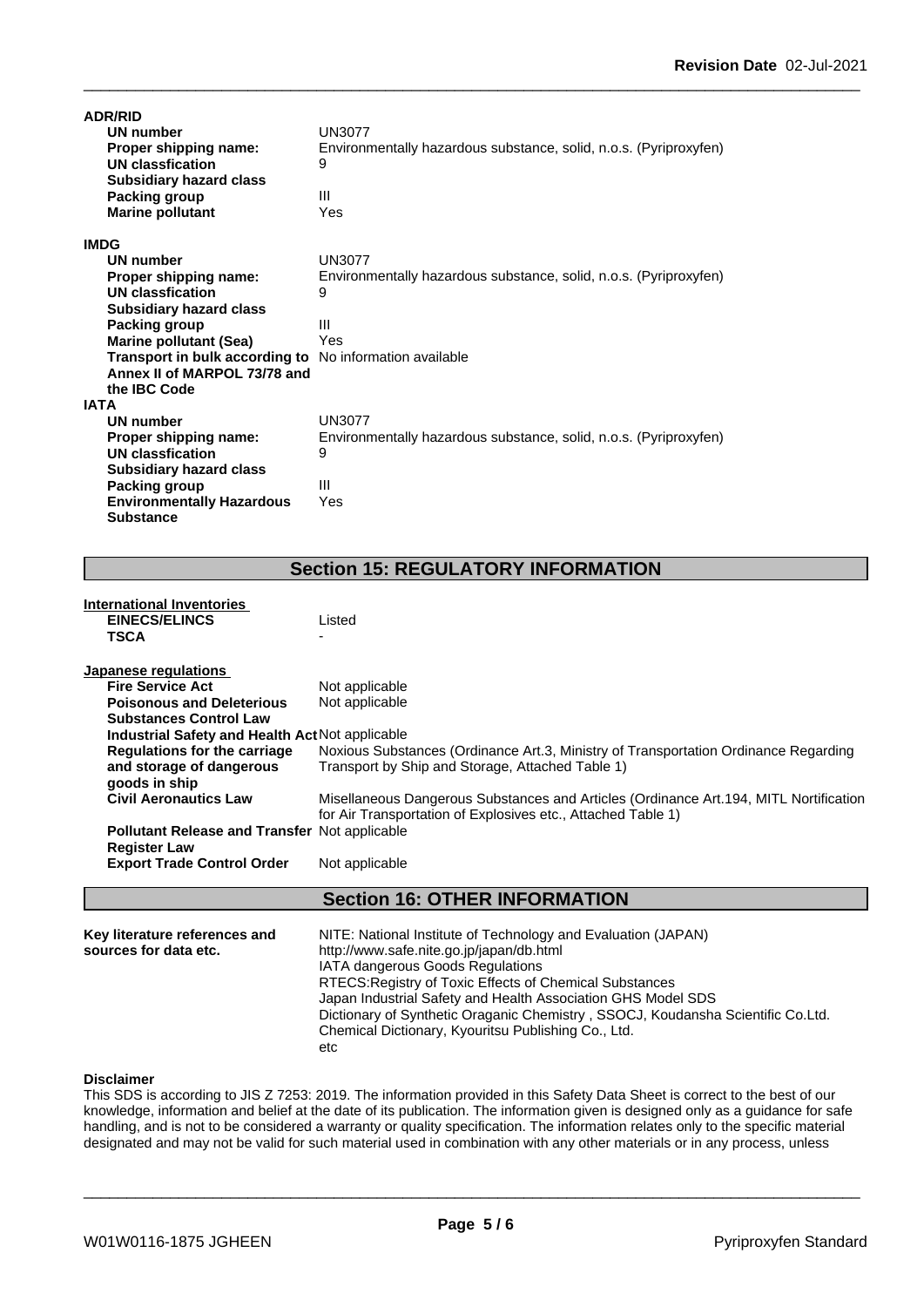**ADR/RID**

| | |
|---|---|
| **UN number** | UN3077 |
| **Proper shipping name:** | Environmentally hazardous substance, solid, n.o.s. (Pyriproxyfen) |
| **UN classfication** | 9 |
| **Subsidiary hazard class** | |
| **Packing group** | III |
| **Marine pollutant** | Yes |

**IMDG**

| | |
|---|---|
| **UN number** | UN3077 |
| **Proper shipping name:** | Environmentally hazardous substance, solid, n.o.s. (Pyriproxyfen) |
| **UN classfication** | 9 |
| **Subsidiary hazard class** | |
| **Packing group** | III |
| **Marine pollutant (Sea)** | Yes |
| **Transport in bulk according to Annex II of MARPOL 73/78 and the IBC Code** | No information available |

**IATA**

| | |
|---|---|
| **UN number** | UN3077 |
| **Proper shipping name:** | Environmentally hazardous substance, solid, n.o.s. (Pyriproxyfen) |
| **UN classfication** | 9 |
| **Subsidiary hazard class** | |
| **Packing group** | III |
| **Environmentally Hazardous Substance** | Yes |

## Section 15: REGULATORY INFORMATION

**International Inventories**

| | |
|---|---|
| **EINECS/ELINCS** | Listed |
| **TSCA** | - |

**Japanese regulations**

| | |
|---|---|
| **Fire Service Act** | Not applicable |
| **Poisonous and Deleterious Substances Control Law** | Not applicable |
| **Industrial Safety and Health Act** | Not applicable |
| **Regulations for the carriage and storage of dangerous goods in ship** | Noxious Substances (Ordinance Art.3, Ministry of Transportation Ordinance Regarding Transport by Ship and Storage, Attached Table 1) |
| **Civil Aeronautics Law** | Misellaneous Dangerous Substances and Articles (Ordinance Art.194, MITL Nortification for Air Transportation of Explosives etc., Attached Table 1) |
| **Pollutant Release and Transfer Register Law** | Not applicable |
| **Export Trade Control Order** | Not applicable |

## Section 16: OTHER INFORMATION

**Key literature references and sources for data etc.**

NITE: National Institute of Technology and Evaluation (JAPAN)
http://www.safe.nite.go.jp/japan/db.html
IATA dangerous Goods Regulations
RTECS:Registry of Toxic Effects of Chemical Substances
Japan Industrial Safety and Health Association GHS Model SDS
Dictionary of Synthetic Oraganic Chemistry , SSOCJ, Koudansha Scientific Co.Ltd.
Chemical Dictionary, Kyouritsu Publishing Co., Ltd.
etc

**Disclaimer**

This SDS is according to JIS Z 7253: 2019. The information provided in this Safety Data Sheet is correct to the best of our knowledge, information and belief at the date of its publication. The information given is designed only as a guidance for safe handling, and is not to be considered a warranty or quality specification. The information relates only to the specific material designated and may not be valid for such material used in combination with any other materials or in any process, unless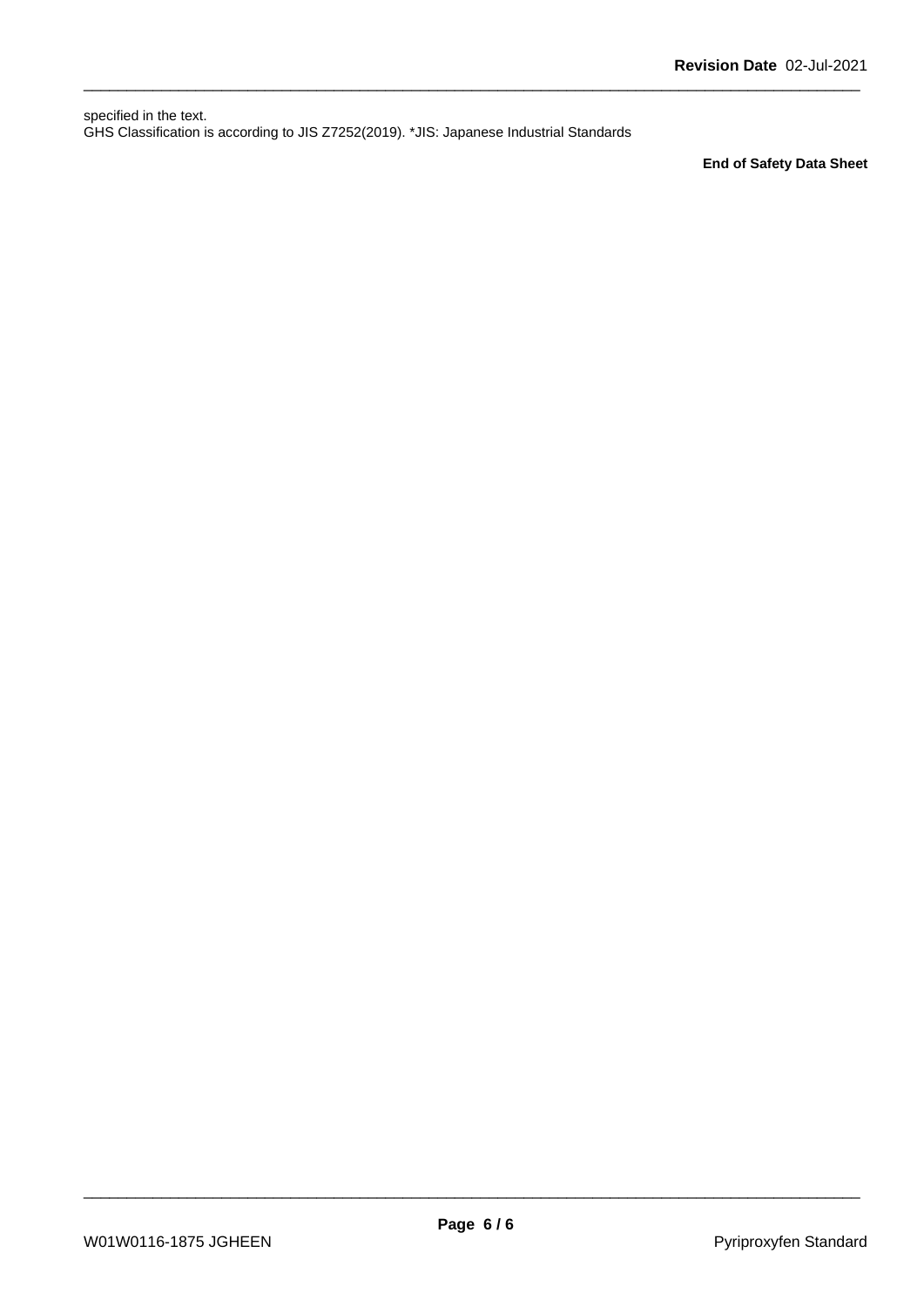specified in the text.
GHS Classification is according to JIS Z7252(2019). *JIS: Japanese Industrial Standards

**End of Safety Data Sheet**